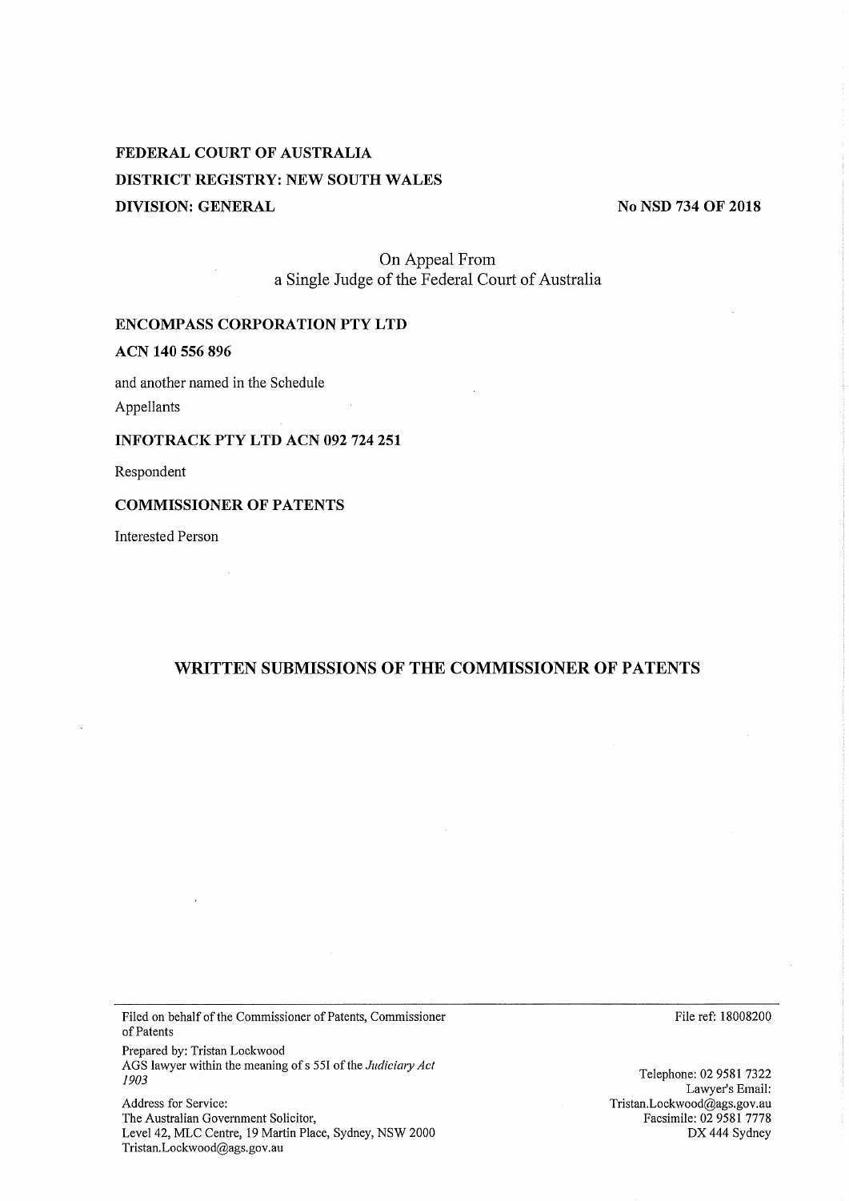**FEDERAL COURT OF AUSTRALIA**
**DISTRICT REGISTRY: NEW SOUTH WALES**
**DIVISION: GENERAL**

**No NSD 734 OF 2018**

On Appeal From
a Single Judge of the Federal Court of Australia

**ENCOMPASS CORPORATION PTY LTD**

**ACN 140 556 896**

and another named in the Schedule

Appellants

**INFOTRACK PTY LTD ACN 092 724 251**

Respondent

**COMMISSIONER OF PATENTS**

Interested Person

## WRITTEN SUBMISSIONS OF THE COMMISSIONER OF PATENTS

---

Filed on behalf of the Commissioner of Patents, Commissioner of Patents

Prepared by: Tristan Lockwood
AGS lawyer within the meaning of s 55I of the *Judiciary Act 1903*

Address for Service:
The Australian Government Solicitor,
Level 42, MLC Centre, 19 Martin Place, Sydney, NSW 2000
Tristan.Lockwood@ags.gov.au

File ref: 18008200

Telephone: 02 9581 7322
Lawyer's Email: Tristan.Lockwood@ags.gov.au
Facsimile: 02 9581 7778
DX 444 Sydney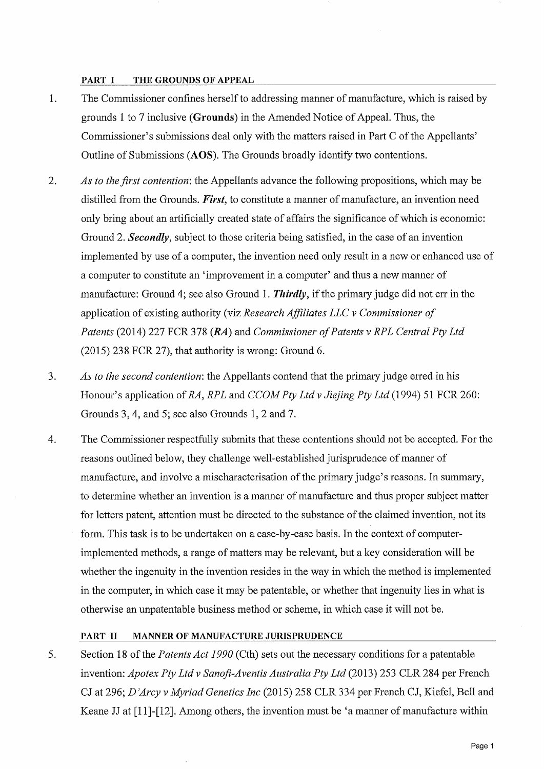## PART I THE GROUNDS OF APPEAL

1. The Commissioner confines herself to addressing manner of manufacture, which is raised by grounds 1 to 7 inclusive (**Grounds**) in the Amended Notice of Appeal. Thus, the Commissioner's submissions deal only with the matters raised in Part C of the Appellants' Outline of Submissions (**AOS**). The Grounds broadly identify two contentions.

2. *As to the first contention*: the Appellants advance the following propositions, which may be distilled from the Grounds. ***First***, to constitute a manner of manufacture, an invention need only bring about an artificially created state of affairs the significance of which is economic: Ground 2. ***Secondly***, subject to those criteria being satisfied, in the case of an invention implemented by use of a computer, the invention need only result in a new or enhanced use of a computer to constitute an 'improvement in a computer' and thus a new manner of manufacture: Ground 4; see also Ground 1. ***Thirdly***, if the primary judge did not err in the application of existing authority (viz *Research Affiliates LLC v Commissioner of Patents* (2014) 227 FCR 378 (***RA***) and *Commissioner of Patents v RPL Central Pty Ltd* (2015) 238 FCR 27), that authority is wrong: Ground 6.

3. *As to the second contention*: the Appellants contend that the primary judge erred in his Honour's application of *RA*, *RPL* and *CCOM Pty Ltd v Jiejing Pty Ltd* (1994) 51 FCR 260: Grounds 3, 4, and 5; see also Grounds 1, 2 and 7.

4. The Commissioner respectfully submits that these contentions should not be accepted. For the reasons outlined below, they challenge well-established jurisprudence of manner of manufacture, and involve a mischaracterisation of the primary judge's reasons. In summary, to determine whether an invention is a manner of manufacture and thus proper subject matter for letters patent, attention must be directed to the substance of the claimed invention, not its form. This task is to be undertaken on a case-by-case basis. In the context of computer-implemented methods, a range of matters may be relevant, but a key consideration will be whether the ingenuity in the invention resides in the way in which the method is implemented in the computer, in which case it may be patentable, or whether that ingenuity lies in what is otherwise an unpatentable business method or scheme, in which case it will not be.

## PART II MANNER OF MANUFACTURE JURISPRUDENCE

5. Section 18 of the *Patents Act 1990* (Cth) sets out the necessary conditions for a patentable invention: *Apotex Pty Ltd v Sanofi-Aventis Australia Pty Ltd* (2013) 253 CLR 284 per French CJ at 296; *D'Arcy v Myriad Genetics Inc* (2015) 258 CLR 334 per French CJ, Kiefel, Bell and Keane JJ at [11]-[12]. Among others, the invention must be 'a manner of manufacture within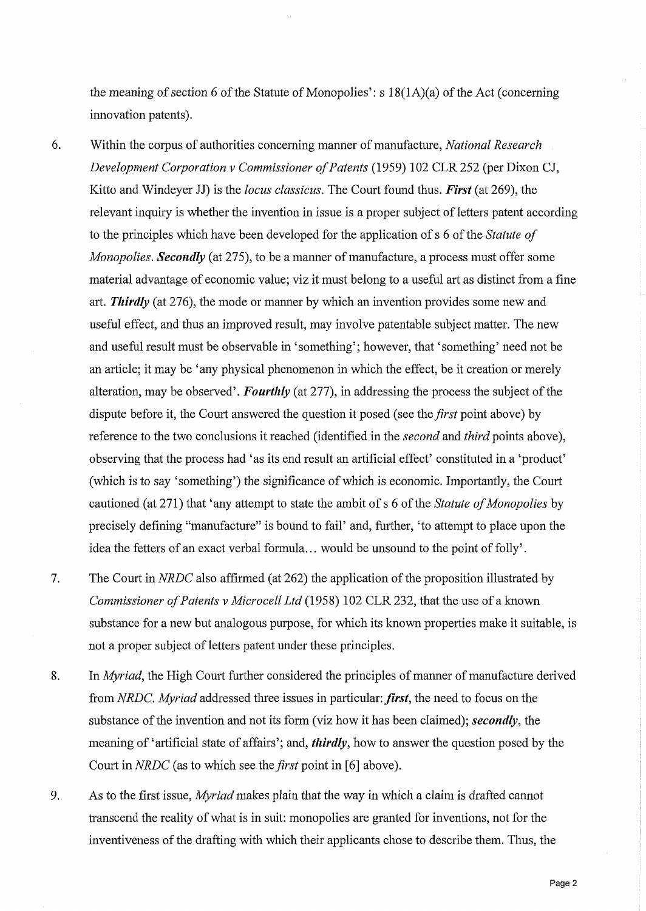the meaning of section 6 of the Statute of Monopolies': s 18(1A)(a) of the Act (concerning innovation patents).

6. Within the corpus of authorities concerning manner of manufacture, *National Research Development Corporation v Commissioner of Patents* (1959) 102 CLR 252 (per Dixon CJ, Kitto and Windeyer JJ) is the *locus classicus*. The Court found thus. ***First*** (at 269), the relevant inquiry is whether the invention in issue is a proper subject of letters patent according to the principles which have been developed for the application of s 6 of the *Statute of Monopolies*. ***Secondly*** (at 275), to be a manner of manufacture, a process must offer some material advantage of economic value; viz it must belong to a useful art as distinct from a fine art. ***Thirdly*** (at 276), the mode or manner by which an invention provides some new and useful effect, and thus an improved result, may involve patentable subject matter. The new and useful result must be observable in 'something'; however, that 'something' need not be an article; it may be 'any physical phenomenon in which the effect, be it creation or merely alteration, may be observed'. ***Fourthly*** (at 277), in addressing the process the subject of the dispute before it, the Court answered the question it posed (see the *first* point above) by reference to the two conclusions it reached (identified in the *second* and *third* points above), observing that the process had 'as its end result an artificial effect' constituted in a 'product' (which is to say 'something') the significance of which is economic. Importantly, the Court cautioned (at 271) that 'any attempt to state the ambit of s 6 of the *Statute of Monopolies* by precisely defining "manufacture" is bound to fail' and, further, 'to attempt to place upon the idea the fetters of an exact verbal formula… would be unsound to the point of folly'.

7. The Court in *NRDC* also affirmed (at 262) the application of the proposition illustrated by *Commissioner of Patents v Microcell Ltd* (1958) 102 CLR 232, that the use of a known substance for a new but analogous purpose, for which its known properties make it suitable, is not a proper subject of letters patent under these principles.

8. In *Myriad*, the High Court further considered the principles of manner of manufacture derived from *NRDC*. *Myriad* addressed three issues in particular: ***first***, the need to focus on the substance of the invention and not its form (viz how it has been claimed); ***secondly***, the meaning of 'artificial state of affairs'; and, ***thirdly***, how to answer the question posed by the Court in *NRDC* (as to which see the *first* point in [6] above).

9. As to the first issue, *Myriad* makes plain that the way in which a claim is drafted cannot transcend the reality of what is in suit: monopolies are granted for inventions, not for the inventiveness of the drafting with which their applicants chose to describe them. Thus, the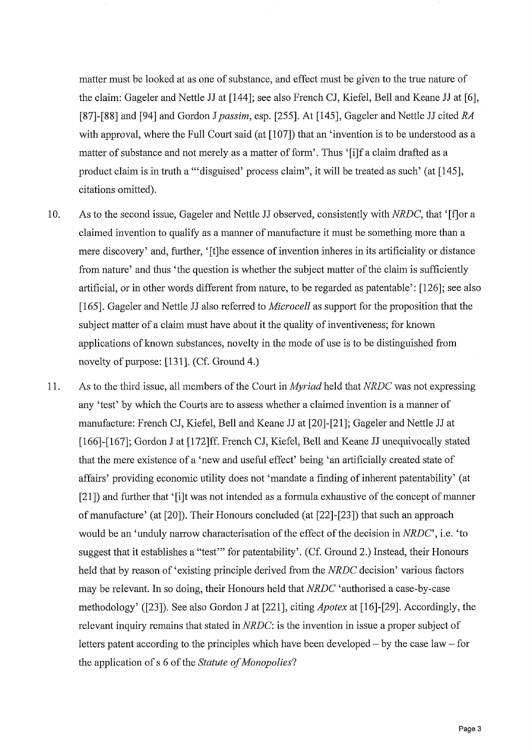matter must be looked at as one of substance, and effect must be given to the true nature of the claim: Gageler and Nettle JJ at [144]; see also French CJ, Kiefel, Bell and Keane JJ at [6], [87]-[88] and [94] and Gordon J *passim*, esp. [255]. At [145], Gageler and Nettle JJ cited *RA* with approval, where the Full Court said (at [107]) that an 'invention is to be understood as a matter of substance and not merely as a matter of form'. Thus '[i]f a claim drafted as a product claim is in truth a "'disguised' process claim", it will be treated as such' (at [145], citations omitted).

10. As to the second issue, Gageler and Nettle JJ observed, consistently with *NRDC*, that '[f]or a claimed invention to qualify as a manner of manufacture it must be something more than a mere discovery' and, further, '[t]he essence of invention inheres in its artificiality or distance from nature' and thus 'the question is whether the subject matter of the claim is sufficiently artificial, or in other words different from nature, to be regarded as patentable': [126]; see also [165]. Gageler and Nettle JJ also referred to *Microcell* as support for the proposition that the subject matter of a claim must have about it the quality of inventiveness; for known applications of known substances, novelty in the mode of use is to be distinguished from novelty of purpose: [131]. (Cf. Ground 4.)

11. As to the third issue, all members of the Court in *Myriad* held that *NRDC* was not expressing any 'test' by which the Courts are to assess whether a claimed invention is a manner of manufacture: French CJ, Kiefel, Bell and Keane JJ at [20]-[21]; Gageler and Nettle JJ at [166]-[167]; Gordon J at [172]ff. French CJ, Kiefel, Bell and Keane JJ unequivocally stated that the mere existence of a 'new and useful effect' being 'an artificially created state of affairs' providing economic utility does not 'mandate a finding of inherent patentability' (at [21]) and further that '[i]t was not intended as a formula exhaustive of the concept of manner of manufacture' (at [20]). Their Honours concluded (at [22]-[23]) that such an approach would be an 'unduly narrow characterisation of the effect of the decision in *NRDC*', i.e. 'to suggest that it establishes a "test"' for patentability'. (Cf. Ground 2.) Instead, their Honours held that by reason of 'existing principle derived from the *NRDC* decision' various factors may be relevant. In so doing, their Honours held that *NRDC* 'authorised a case-by-case methodology' ([23]). See also Gordon J at [221], citing *Apotex* at [16]-[29]. Accordingly, the relevant inquiry remains that stated in *NRDC*: is the invention in issue a proper subject of letters patent according to the principles which have been developed – by the case law – for the application of s 6 of the *Statute of Monopolies*?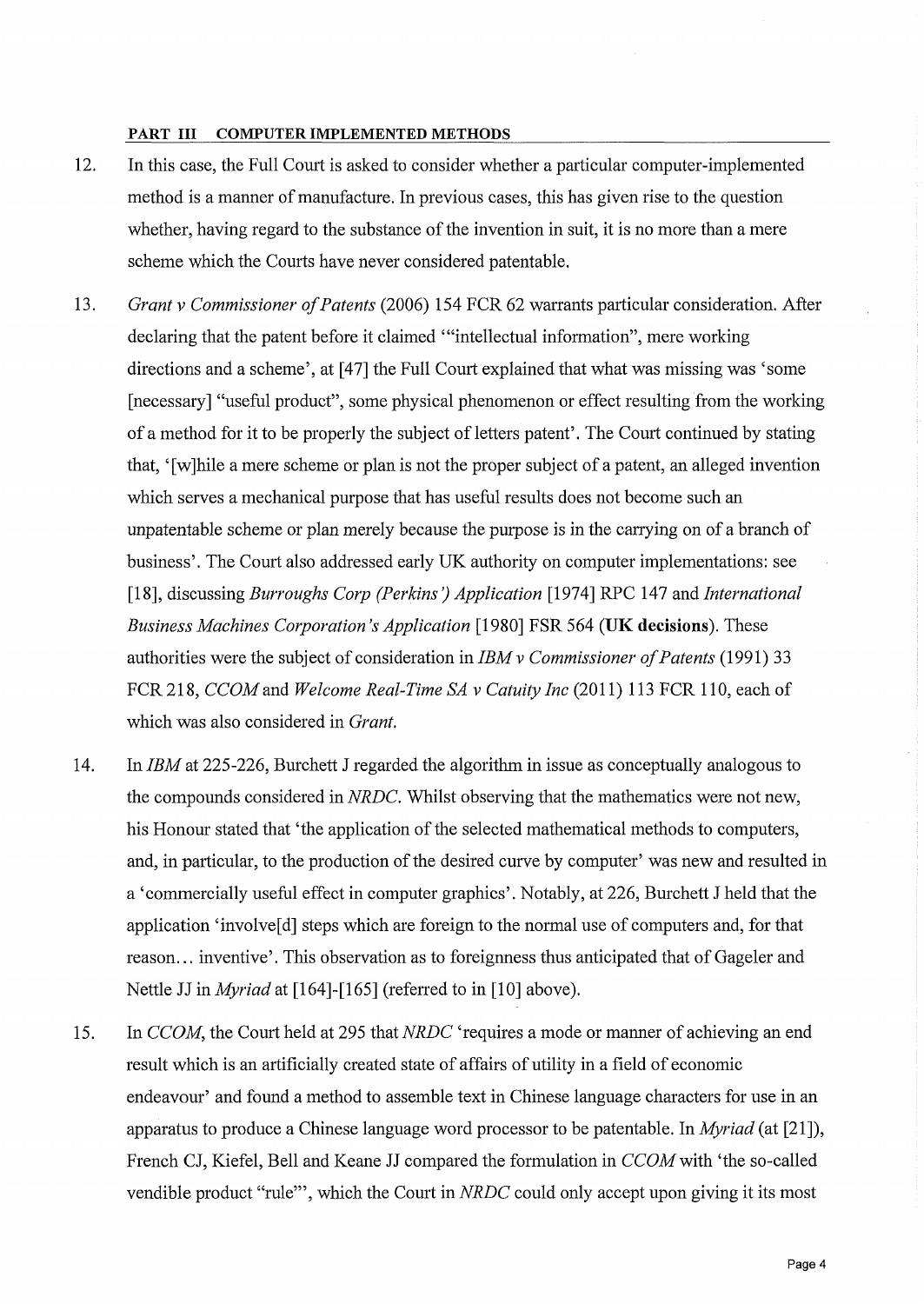**PART III COMPUTER IMPLEMENTED METHODS**

12. In this case, the Full Court is asked to consider whether a particular computer-implemented method is a manner of manufacture. In previous cases, this has given rise to the question whether, having regard to the substance of the invention in suit, it is no more than a mere scheme which the Courts have never considered patentable.

13. *Grant v Commissioner of Patents* (2006) 154 FCR 62 warrants particular consideration. After declaring that the patent before it claimed '"intellectual information", mere working directions and a scheme', at [47] the Full Court explained that what was missing was 'some [necessary] "useful product", some physical phenomenon or effect resulting from the working of a method for it to be properly the subject of letters patent'. The Court continued by stating that, '[w]hile a mere scheme or plan is not the proper subject of a patent, an alleged invention which serves a mechanical purpose that has useful results does not become such an unpatentable scheme or plan merely because the purpose is in the carrying on of a branch of business'. The Court also addressed early UK authority on computer implementations: see [18], discussing *Burroughs Corp (Perkins') Application* [1974] RPC 147 and *International Business Machines Corporation's Application* [1980] FSR 564 (**UK decisions**). These authorities were the subject of consideration in *IBM v Commissioner of Patents* (1991) 33 FCR 218, *CCOM* and *Welcome Real-Time SA v Catuity Inc* (2011) 113 FCR 110, each of which was also considered in *Grant*.

14. In *IBM* at 225-226, Burchett J regarded the algorithm in issue as conceptually analogous to the compounds considered in *NRDC*. Whilst observing that the mathematics were not new, his Honour stated that 'the application of the selected mathematical methods to computers, and, in particular, to the production of the desired curve by computer' was new and resulted in a 'commercially useful effect in computer graphics'. Notably, at 226, Burchett J held that the application 'involve[d] steps which are foreign to the normal use of computers and, for that reason... inventive'. This observation as to foreignness thus anticipated that of Gageler and Nettle JJ in *Myriad* at [164]-[165] (referred to in [10] above).

15. In *CCOM*, the Court held at 295 that *NRDC* 'requires a mode or manner of achieving an end result which is an artificially created state of affairs of utility in a field of economic endeavour' and found a method to assemble text in Chinese language characters for use in an apparatus to produce a Chinese language word processor to be patentable. In *Myriad* (at [21]), French CJ, Kiefel, Bell and Keane JJ compared the formulation in *CCOM* with 'the so-called vendible product "rule"', which the Court in *NRDC* could only accept upon giving it its most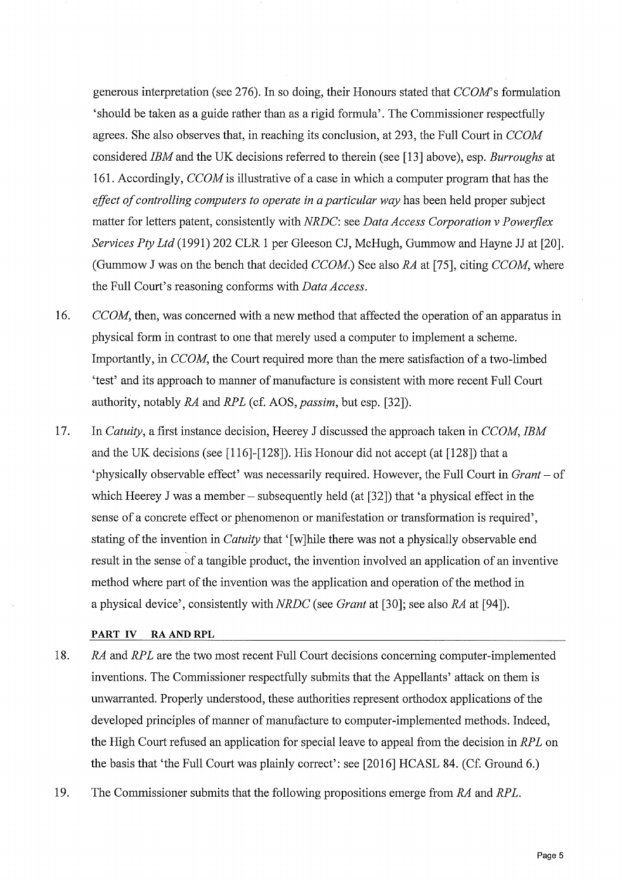generous interpretation (see 276). In so doing, their Honours stated that *CCOM*'s formulation 'should be taken as a guide rather than as a rigid formula'. The Commissioner respectfully agrees. She also observes that, in reaching its conclusion, at 293, the Full Court in *CCOM* considered *IBM* and the UK decisions referred to therein (see [13] above), esp. *Burroughs* at 161. Accordingly, *CCOM* is illustrative of a case in which a computer program that has the *effect of controlling computers to operate in a particular way* has been held proper subject matter for letters patent, consistently with *NRDC*: see *Data Access Corporation v Powerflex Services Pty Ltd* (1991) 202 CLR 1 per Gleeson CJ, McHugh, Gummow and Hayne JJ at [20]. (Gummow J was on the bench that decided *CCOM*.) See also *RA* at [75], citing *CCOM*, where the Full Court's reasoning conforms with *Data Access*.

16. *CCOM*, then, was concerned with a new method that affected the operation of an apparatus in physical form in contrast to one that merely used a computer to implement a scheme. Importantly, in *CCOM*, the Court required more than the mere satisfaction of a two-limbed 'test' and its approach to manner of manufacture is consistent with more recent Full Court authority, notably *RA* and *RPL* (cf. AOS, *passim*, but esp. [32]).

17. In *Catuity*, a first instance decision, Heerey J discussed the approach taken in *CCOM*, *IBM* and the UK decisions (see [116]-[128]). His Honour did not accept (at [128]) that a 'physically observable effect' was necessarily required. However, the Full Court in *Grant* – of which Heerey J was a member – subsequently held (at [32]) that 'a physical effect in the sense of a concrete effect or phenomenon or manifestation or transformation is required', stating of the invention in *Catuity* that '[w]hile there was not a physically observable end result in the sense of a tangible product, the invention involved an application of an inventive method where part of the invention was the application and operation of the method in a physical device', consistently with *NRDC* (see *Grant* at [30]; see also *RA* at [94]).

**PART IV RA AND RPL**

18. *RA* and *RPL* are the two most recent Full Court decisions concerning computer-implemented inventions. The Commissioner respectfully submits that the Appellants' attack on them is unwarranted. Properly understood, these authorities represent orthodox applications of the developed principles of manner of manufacture to computer-implemented methods. Indeed, the High Court refused an application for special leave to appeal from the decision in *RPL* on the basis that 'the Full Court was plainly correct': see [2016] HCASL 84. (Cf. Ground 6.)

19. The Commissioner submits that the following propositions emerge from *RA* and *RPL*.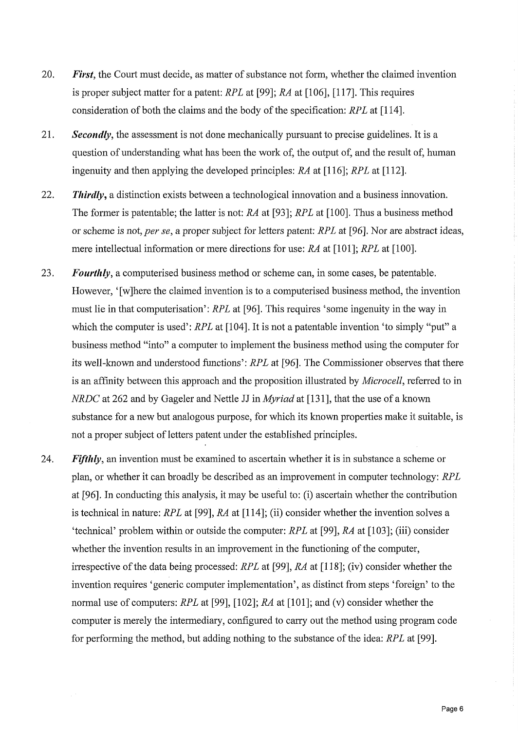20. ***First***, the Court must decide, as matter of substance not form, whether the claimed invention is proper subject matter for a patent: *RPL* at [99]; *RA* at [106], [117]. This requires consideration of both the claims and the body of the specification: *RPL* at [114].

21. ***Secondly***, the assessment is not done mechanically pursuant to precise guidelines. It is a question of understanding what has been the work of, the output of, and the result of, human ingenuity and then applying the developed principles: *RA* at [116]; *RPL* at [112].

22. ***Thirdly***, a distinction exists between a technological innovation and a business innovation. The former is patentable; the latter is not: *RA* at [93]; *RPL* at [100]. Thus a business method or scheme is not, *per se*, a proper subject for letters patent: *RPL* at [96]. Nor are abstract ideas, mere intellectual information or mere directions for use: *RA* at [101]; *RPL* at [100].

23. ***Fourthly***, a computerised business method or scheme can, in some cases, be patentable. However, '[w]here the claimed invention is to a computerised business method, the invention must lie in that computerisation': *RPL* at [96]. This requires 'some ingenuity in the way in which the computer is used': *RPL* at [104]. It is not a patentable invention 'to simply "put" a business method "into" a computer to implement the business method using the computer for its well-known and understood functions': *RPL* at [96]. The Commissioner observes that there is an affinity between this approach and the proposition illustrated by *Microcell*, referred to in *NRDC* at 262 and by Gageler and Nettle JJ in *Myriad* at [131], that the use of a known substance for a new but analogous purpose, for which its known properties make it suitable, is not a proper subject of letters patent under the established principles.

24. ***Fifthly***, an invention must be examined to ascertain whether it is in substance a scheme or plan, or whether it can broadly be described as an improvement in computer technology: *RPL* at [96]. In conducting this analysis, it may be useful to: (i) ascertain whether the contribution is technical in nature: *RPL* at [99], *RA* at [114]; (ii) consider whether the invention solves a 'technical' problem within or outside the computer: *RPL* at [99], *RA* at [103]; (iii) consider whether the invention results in an improvement in the functioning of the computer, irrespective of the data being processed: *RPL* at [99], *RA* at [118]; (iv) consider whether the invention requires 'generic computer implementation', as distinct from steps 'foreign' to the normal use of computers: *RPL* at [99], [102]; *RA* at [101]; and (v) consider whether the computer is merely the intermediary, configured to carry out the method using program code for performing the method, but adding nothing to the substance of the idea: *RPL* at [99].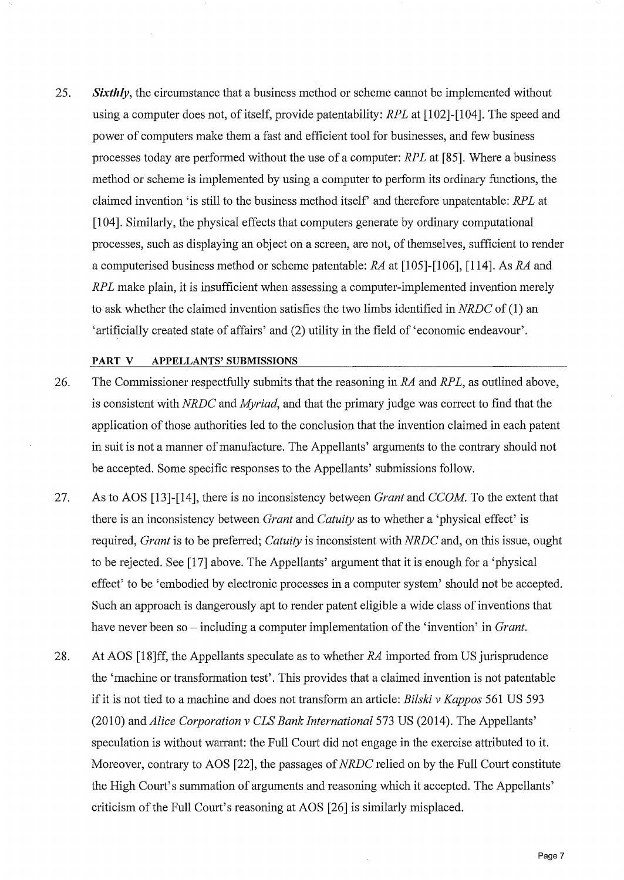25. ***Sixthly***, the circumstance that a business method or scheme cannot be implemented without using a computer does not, of itself, provide patentability: *RPL* at [102]-[104]. The speed and power of computers make them a fast and efficient tool for businesses, and few business processes today are performed without the use of a computer: *RPL* at [85]. Where a business method or scheme is implemented by using a computer to perform its ordinary functions, the claimed invention 'is still to the business method itself' and therefore unpatentable: *RPL* at [104]. Similarly, the physical effects that computers generate by ordinary computational processes, such as displaying an object on a screen, are not, of themselves, sufficient to render a computerised business method or scheme patentable: *RA* at [105]-[106], [114]. As *RA* and *RPL* make plain, it is insufficient when assessing a computer-implemented invention merely to ask whether the claimed invention satisfies the two limbs identified in *NRDC* of (1) an 'artificially created state of affairs' and (2) utility in the field of 'economic endeavour'.

## PART V APPELLANTS' SUBMISSIONS

26. The Commissioner respectfully submits that the reasoning in *RA* and *RPL*, as outlined above, is consistent with *NRDC* and *Myriad*, and that the primary judge was correct to find that the application of those authorities led to the conclusion that the invention claimed in each patent in suit is not a manner of manufacture. The Appellants' arguments to the contrary should not be accepted. Some specific responses to the Appellants' submissions follow.

27. As to AOS [13]-[14], there is no inconsistency between *Grant* and *CCOM*. To the extent that there is an inconsistency between *Grant* and *Catuity* as to whether a 'physical effect' is required, *Grant* is to be preferred; *Catuity* is inconsistent with *NRDC* and, on this issue, ought to be rejected. See [17] above. The Appellants' argument that it is enough for a 'physical effect' to be 'embodied by electronic processes in a computer system' should not be accepted. Such an approach is dangerously apt to render patent eligible a wide class of inventions that have never been so – including a computer implementation of the 'invention' in *Grant*.

28. At AOS [18]ff, the Appellants speculate as to whether *RA* imported from US jurisprudence the 'machine or transformation test'. This provides that a claimed invention is not patentable if it is not tied to a machine and does not transform an article: *Bilski v Kappos* 561 US 593 (2010) and *Alice Corporation v CLS Bank International* 573 US (2014). The Appellants' speculation is without warrant: the Full Court did not engage in the exercise attributed to it. Moreover, contrary to AOS [22], the passages of *NRDC* relied on by the Full Court constitute the High Court's summation of arguments and reasoning which it accepted. The Appellants' criticism of the Full Court's reasoning at AOS [26] is similarly misplaced.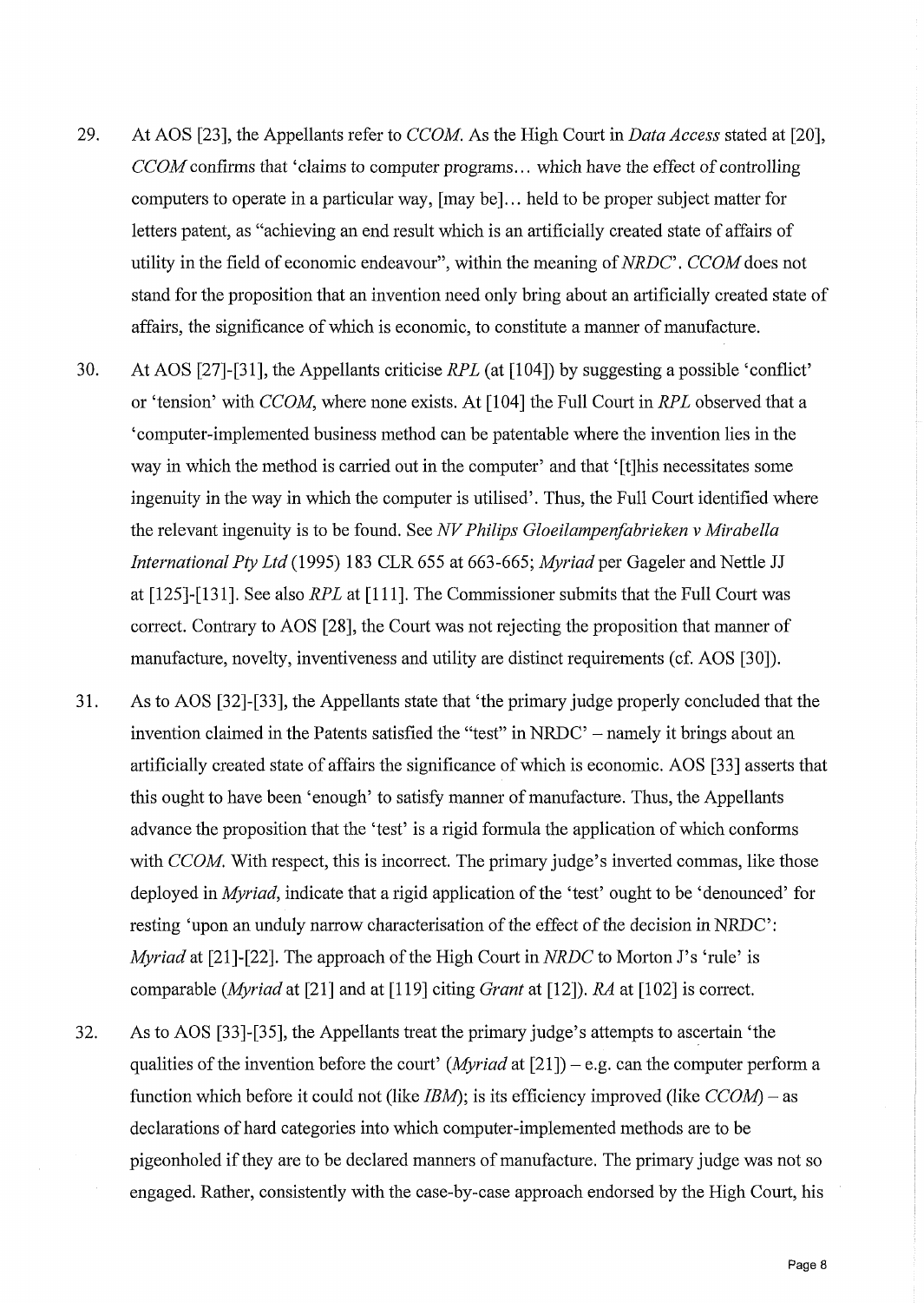29. At AOS [23], the Appellants refer to *CCOM*. As the High Court in *Data Access* stated at [20], *CCOM* confirms that 'claims to computer programs… which have the effect of controlling computers to operate in a particular way, [may be]… held to be proper subject matter for letters patent, as "achieving an end result which is an artificially created state of affairs of utility in the field of economic endeavour", within the meaning of *NRDC*'. *CCOM* does not stand for the proposition that an invention need only bring about an artificially created state of affairs, the significance of which is economic, to constitute a manner of manufacture.

30. At AOS [27]-[31], the Appellants criticise *RPL* (at [104]) by suggesting a possible 'conflict' or 'tension' with *CCOM*, where none exists. At [104] the Full Court in *RPL* observed that a 'computer-implemented business method can be patentable where the invention lies in the way in which the method is carried out in the computer' and that '[t]his necessitates some ingenuity in the way in which the computer is utilised'. Thus, the Full Court identified where the relevant ingenuity is to be found. See *NV Philips Gloeilampenfabrieken v Mirabella International Pty Ltd* (1995) 183 CLR 655 at 663-665; *Myriad* per Gageler and Nettle JJ at [125]-[131]. See also *RPL* at [111]. The Commissioner submits that the Full Court was correct. Contrary to AOS [28], the Court was not rejecting the proposition that manner of manufacture, novelty, inventiveness and utility are distinct requirements (cf. AOS [30]).

31. As to AOS [32]-[33], the Appellants state that 'the primary judge properly concluded that the invention claimed in the Patents satisfied the "test" in NRDC' – namely it brings about an artificially created state of affairs the significance of which is economic. AOS [33] asserts that this ought to have been 'enough' to satisfy manner of manufacture. Thus, the Appellants advance the proposition that the 'test' is a rigid formula the application of which conforms with *CCOM*. With respect, this is incorrect. The primary judge's inverted commas, like those deployed in *Myriad*, indicate that a rigid application of the 'test' ought to be 'denounced' for resting 'upon an unduly narrow characterisation of the effect of the decision in NRDC': *Myriad* at [21]-[22]. The approach of the High Court in *NRDC* to Morton J's 'rule' is comparable (*Myriad* at [21] and at [119] citing *Grant* at [12]). *RA* at [102] is correct.

32. As to AOS [33]-[35], the Appellants treat the primary judge's attempts to ascertain 'the qualities of the invention before the court' (*Myriad* at [21]) – e.g. can the computer perform a function which before it could not (like *IBM*); is its efficiency improved (like *CCOM*) – as declarations of hard categories into which computer-implemented methods are to be pigeonholed if they are to be declared manners of manufacture. The primary judge was not so engaged. Rather, consistently with the case-by-case approach endorsed by the High Court, his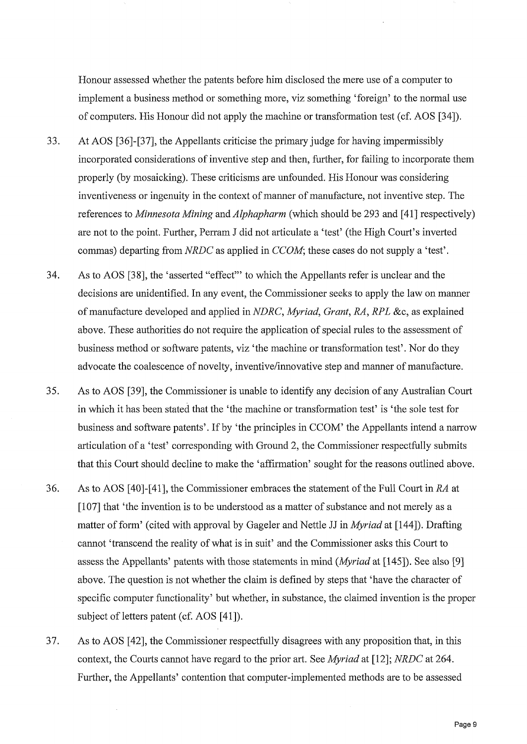Honour assessed whether the patents before him disclosed the mere use of a computer to implement a business method or something more, viz something 'foreign' to the normal use of computers. His Honour did not apply the machine or transformation test (cf. AOS [34]).

33. At AOS [36]-[37], the Appellants criticise the primary judge for having impermissibly incorporated considerations of inventive step and then, further, for failing to incorporate them properly (by mosaicking). These criticisms are unfounded. His Honour was considering inventiveness or ingenuity in the context of manner of manufacture, not inventive step. The references to *Minnesota Mining* and *Alphapharm* (which should be 293 and [41] respectively) are not to the point. Further, Perram J did not articulate a 'test' (the High Court's inverted commas) departing from *NRDC* as applied in *CCOM*; these cases do not supply a 'test'.

34. As to AOS [38], the 'asserted "effect"' to which the Appellants refer is unclear and the decisions are unidentified. In any event, the Commissioner seeks to apply the law on manner of manufacture developed and applied in *NDRC*, *Myriad*, *Grant*, *RA*, *RPL* &c, as explained above. These authorities do not require the application of special rules to the assessment of business method or software patents, viz 'the machine or transformation test'. Nor do they advocate the coalescence of novelty, inventive/innovative step and manner of manufacture.

35. As to AOS [39], the Commissioner is unable to identify any decision of any Australian Court in which it has been stated that the 'the machine or transformation test' is 'the sole test for business and software patents'. If by 'the principles in CCOM' the Appellants intend a narrow articulation of a 'test' corresponding with Ground 2, the Commissioner respectfully submits that this Court should decline to make the 'affirmation' sought for the reasons outlined above.

36. As to AOS [40]-[41], the Commissioner embraces the statement of the Full Court in *RA* at [107] that 'the invention is to be understood as a matter of substance and not merely as a matter of form' (cited with approval by Gageler and Nettle JJ in *Myriad* at [144]). Drafting cannot 'transcend the reality of what is in suit' and the Commissioner asks this Court to assess the Appellants' patents with those statements in mind (*Myriad* at [145]). See also [9] above. The question is not whether the claim is defined by steps that 'have the character of specific computer functionality' but whether, in substance, the claimed invention is the proper subject of letters patent (cf. AOS [41]).

37. As to AOS [42], the Commissioner respectfully disagrees with any proposition that, in this context, the Courts cannot have regard to the prior art. See *Myriad* at [12]; *NRDC* at 264. Further, the Appellants' contention that computer-implemented methods are to be assessed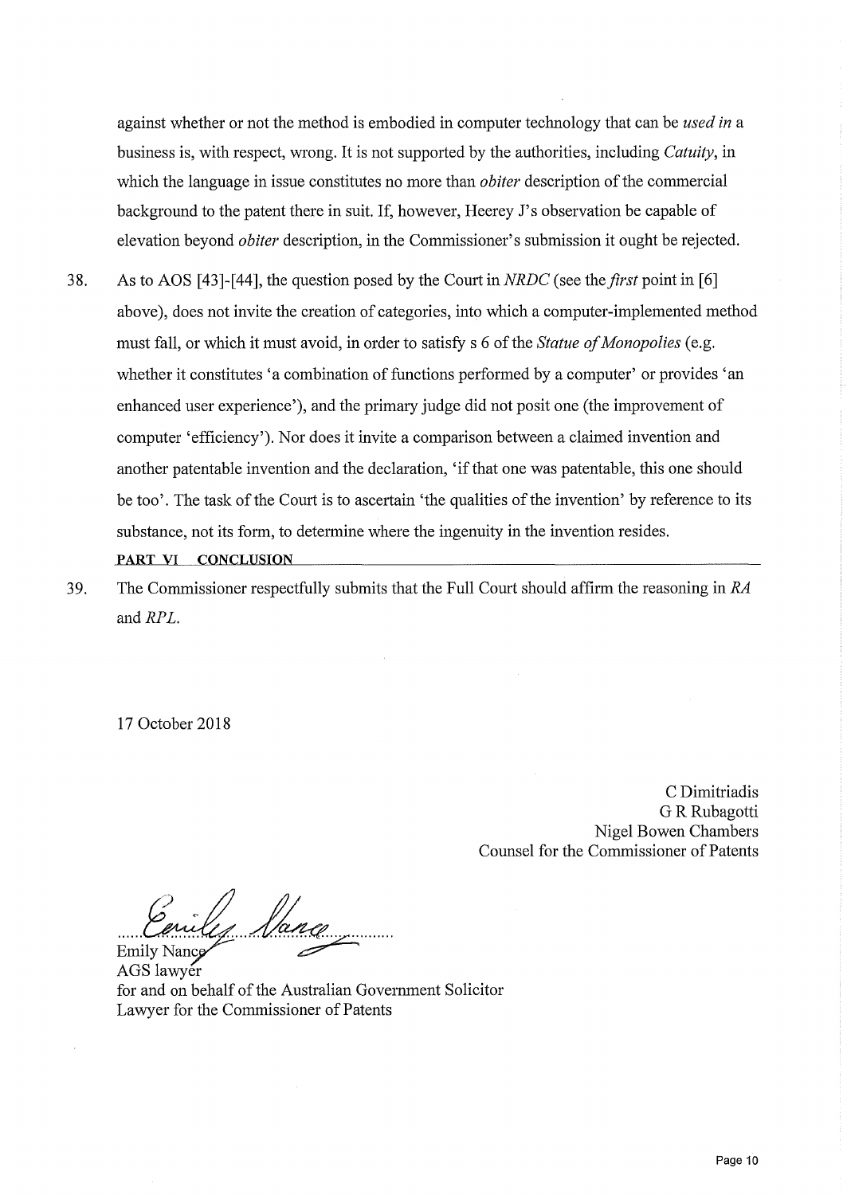against whether or not the method is embodied in computer technology that can be *used in* a business is, with respect, wrong. It is not supported by the authorities, including *Catuity*, in which the language in issue constitutes no more than *obiter* description of the commercial background to the patent there in suit. If, however, Heerey J's observation be capable of elevation beyond *obiter* description, in the Commissioner's submission it ought be rejected.

38. As to AOS [43]-[44], the question posed by the Court in *NRDC* (see the *first* point in [6] above), does not invite the creation of categories, into which a computer-implemented method must fall, or which it must avoid, in order to satisfy s 6 of the *Statue of Monopolies* (e.g. whether it constitutes 'a combination of functions performed by a computer' or provides 'an enhanced user experience'), and the primary judge did not posit one (the improvement of computer 'efficiency'). Nor does it invite a comparison between a claimed invention and another patentable invention and the declaration, 'if that one was patentable, this one should be too'. The task of the Court is to ascertain 'the qualities of the invention' by reference to its substance, not its form, to determine where the ingenuity in the invention resides.

## PART VI CONCLUSION

39. The Commissioner respectfully submits that the Full Court should affirm the reasoning in *RA* and *RPL*.

17 October 2018

C Dimitriadis
G R Rubagotti
Nigel Bowen Chambers
Counsel for the Commissioner of Patents

Emily Nance
AGS lawyer
for and on behalf of the Australian Government Solicitor
Lawyer for the Commissioner of Patents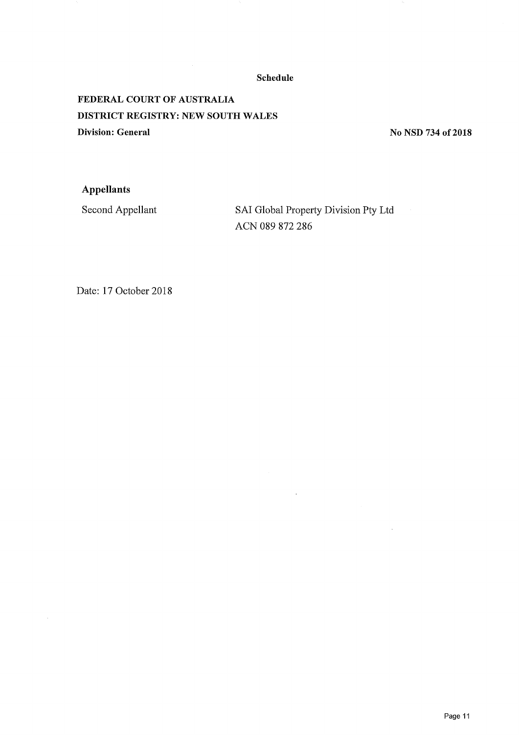**Schedule**

**FEDERAL COURT OF AUSTRALIA**
**DISTRICT REGISTRY: NEW SOUTH WALES**
**Division: General** **No NSD 734 of 2018**

**Appellants**

| | |
|---|---|
| Second Appellant | SAI Global Property Division Pty Ltd ACN 089 872 286 |

Date: 17 October 2018